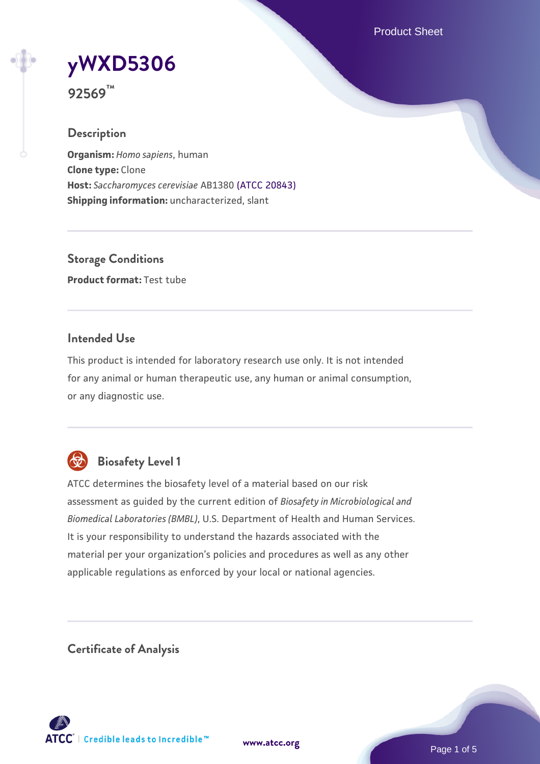# yWXD5306

**92569™**

## Description

**Organism:** *Homo sapiens*, human
**Clone type:** Clone
**Host:** *Saccharomyces cerevisiae* AB1380 (ATCC 20843)
**Shipping information:** uncharacterized, slant

## Storage Conditions

**Product format:** Test tube

## Intended Use

This product is intended for laboratory research use only. It is not intended for any animal or human therapeutic use, any human or animal consumption, or any diagnostic use.

## Biosafety Level 1

ATCC determines the biosafety level of a material based on our risk assessment as guided by the current edition of *Biosafety in Microbiological and Biomedical Laboratories (BMBL)*, U.S. Department of Health and Human Services. It is your responsibility to understand the hazards associated with the material per your organization's policies and procedures as well as any other applicable regulations as enforced by your local or national agencies.

## Certificate of Analysis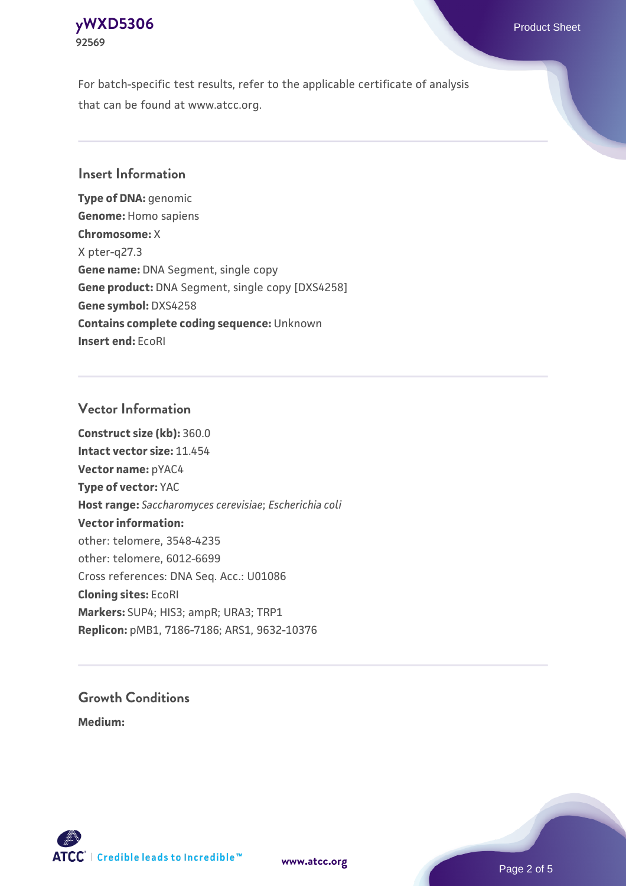For batch-specific test results, refer to the applicable certificate of analysis that can be found at www.atcc.org.

## Insert Information

**Type of DNA:** genomic
**Genome:** Homo sapiens
**Chromosome:** X
X pter-q27.3
**Gene name:** DNA Segment, single copy
**Gene product:** DNA Segment, single copy [DXS4258]
**Gene symbol:** DXS4258
**Contains complete coding sequence:** Unknown
**Insert end:** EcoRI

## Vector Information

**Construct size (kb):** 360.0
**Intact vector size:** 11.454
**Vector name:** pYAC4
**Type of vector:** YAC
**Host range:** *Saccharomyces cerevisiae*; *Escherichia coli*
**Vector information:**
other: telomere, 3548-4235
other: telomere, 6012-6699
Cross references: DNA Seq. Acc.: U01086
**Cloning sites:** EcoRI
**Markers:** SUP4; HIS3; ampR; URA3; TRP1
**Replicon:** pMB1, 7186-7186; ARS1, 9632-10376

## Growth Conditions

**Medium:**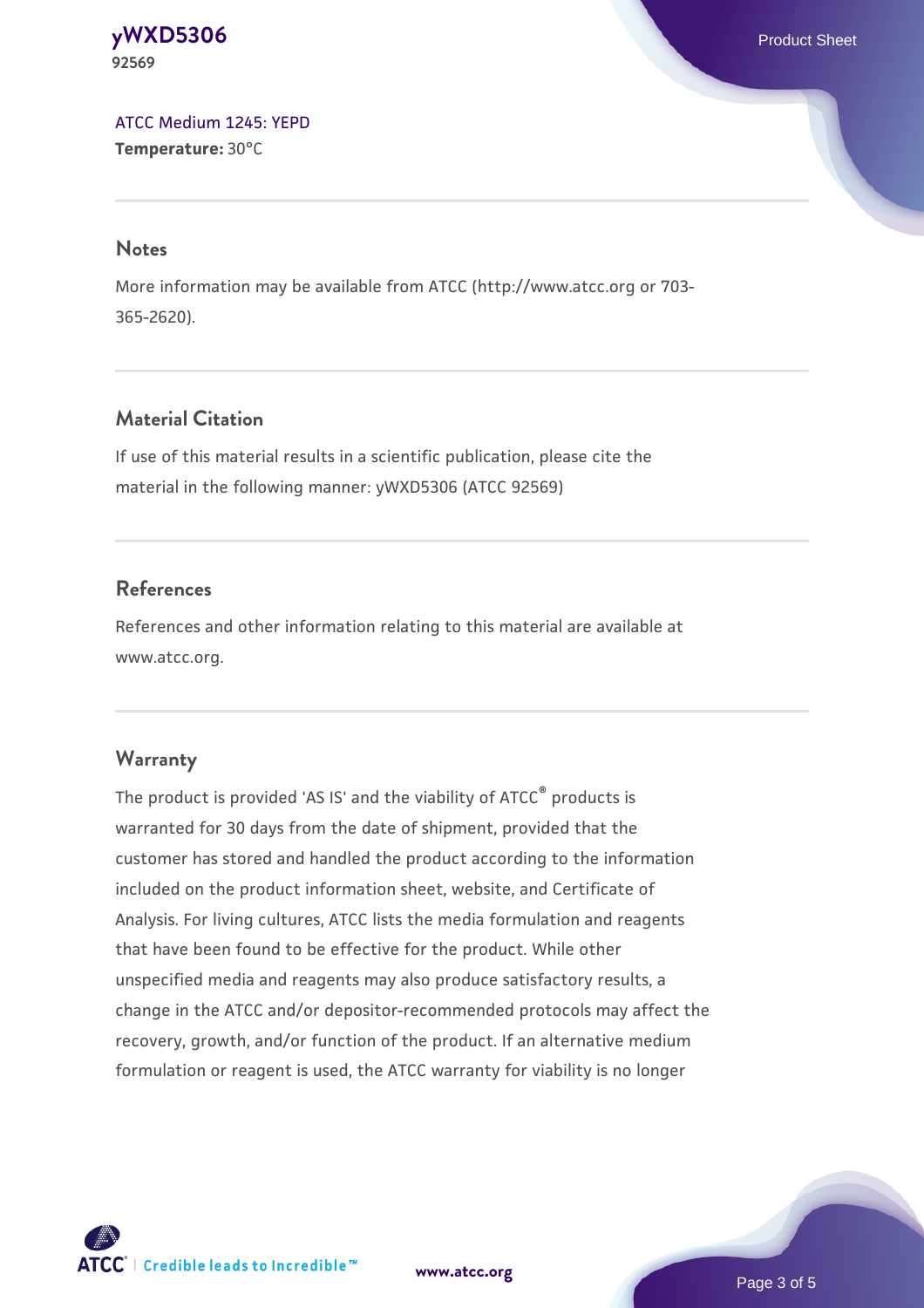ATCC Medium 1245: YEPD
**Temperature:** 30°C

## Notes

More information may be available from ATCC (http://www.atcc.org or 703-365-2620).

## Material Citation

If use of this material results in a scientific publication, please cite the material in the following manner: yWXD5306 (ATCC 92569)

## References

References and other information relating to this material are available at www.atcc.org.

## Warranty

The product is provided 'AS IS' and the viability of ATCC® products is warranted for 30 days from the date of shipment, provided that the customer has stored and handled the product according to the information included on the product information sheet, website, and Certificate of Analysis. For living cultures, ATCC lists the media formulation and reagents that have been found to be effective for the product. While other unspecified media and reagents may also produce satisfactory results, a change in the ATCC and/or depositor-recommended protocols may affect the recovery, growth, and/or function of the product. If an alternative medium formulation or reagent is used, the ATCC warranty for viability is no longer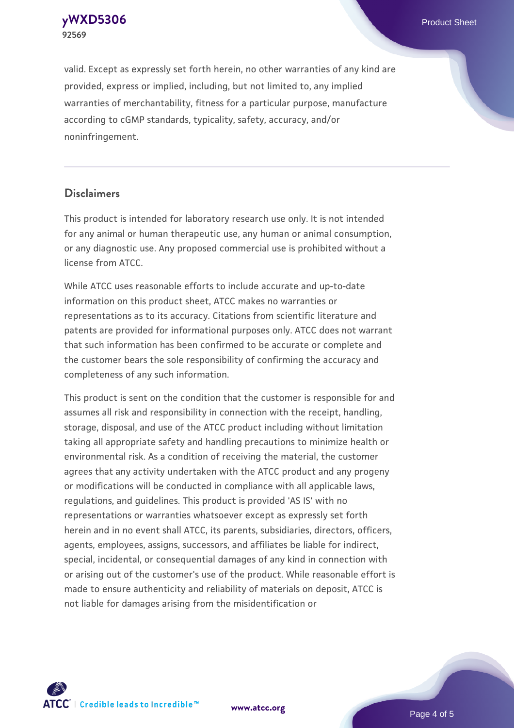valid. Except as expressly set forth herein, no other warranties of any kind are provided, express or implied, including, but not limited to, any implied warranties of merchantability, fitness for a particular purpose, manufacture according to cGMP standards, typicality, safety, accuracy, and/or noninfringement.

## Disclaimers

This product is intended for laboratory research use only. It is not intended for any animal or human therapeutic use, any human or animal consumption, or any diagnostic use. Any proposed commercial use is prohibited without a license from ATCC.

While ATCC uses reasonable efforts to include accurate and up-to-date information on this product sheet, ATCC makes no warranties or representations as to its accuracy. Citations from scientific literature and patents are provided for informational purposes only. ATCC does not warrant that such information has been confirmed to be accurate or complete and the customer bears the sole responsibility of confirming the accuracy and completeness of any such information.

This product is sent on the condition that the customer is responsible for and assumes all risk and responsibility in connection with the receipt, handling, storage, disposal, and use of the ATCC product including without limitation taking all appropriate safety and handling precautions to minimize health or environmental risk. As a condition of receiving the material, the customer agrees that any activity undertaken with the ATCC product and any progeny or modifications will be conducted in compliance with all applicable laws, regulations, and guidelines. This product is provided 'AS IS' with no representations or warranties whatsoever except as expressly set forth herein and in no event shall ATCC, its parents, subsidiaries, directors, officers, agents, employees, assigns, successors, and affiliates be liable for indirect, special, incidental, or consequential damages of any kind in connection with or arising out of the customer's use of the product. While reasonable effort is made to ensure authenticity and reliability of materials on deposit, ATCC is not liable for damages arising from the misidentification or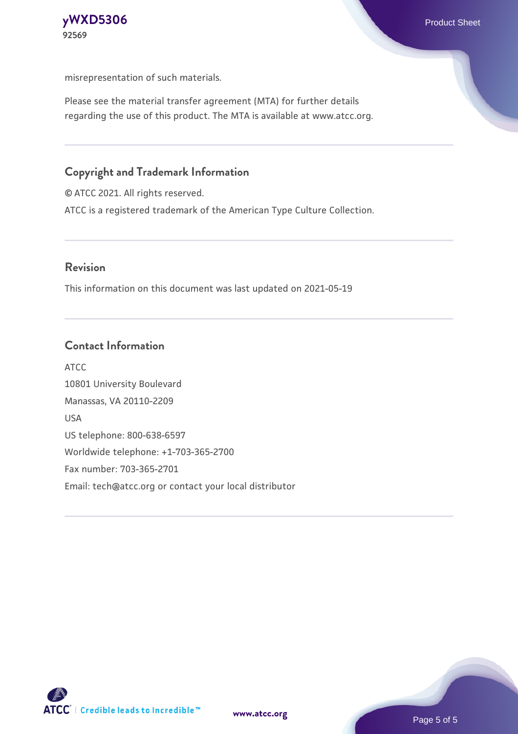misrepresentation of such materials.

Please see the material transfer agreement (MTA) for further details regarding the use of this product. The MTA is available at www.atcc.org.

## Copyright and Trademark Information

© ATCC 2021. All rights reserved.

ATCC is a registered trademark of the American Type Culture Collection.

## Revision

This information on this document was last updated on 2021-05-19

## Contact Information

ATCC
10801 University Boulevard
Manassas, VA 20110-2209
USA
US telephone: 800-638-6597
Worldwide telephone: +1-703-365-2700
Fax number: 703-365-2701
Email: tech@atcc.org or contact your local distributor